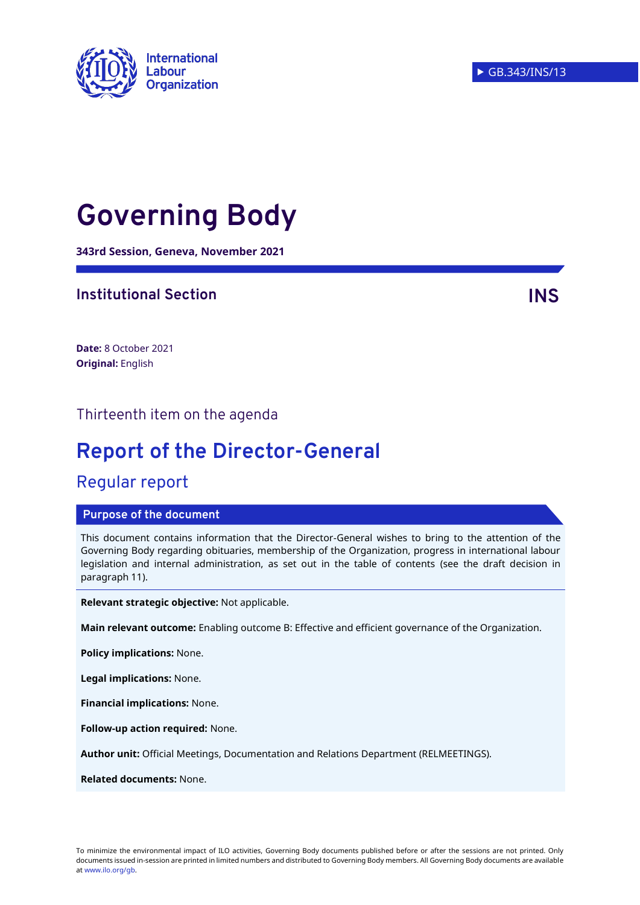International Labour Organization

GB.343/INS/13

# Governing Body

**343rd Session, Geneva, November 2021**

## Institutional Section

**INS**

**Date:** 8 October 2021
**Original:** English

Thirteenth item on the agenda

# Report of the Director-General

## Regular report

### Purpose of the document

This document contains information that the Director-General wishes to bring to the attention of the Governing Body regarding obituaries, membership of the Organization, progress in international labour legislation and internal administration, as set out in the table of contents (see the draft decision in paragraph 11).

**Relevant strategic objective:** Not applicable.

**Main relevant outcome:** Enabling outcome B: Effective and efficient governance of the Organization.

**Policy implications:** None.

**Legal implications:** None.

**Financial implications:** None.

**Follow-up action required:** None.

**Author unit:** Official Meetings, Documentation and Relations Department (RELMEETINGS).

**Related documents:** None.

To minimize the environmental impact of ILO activities, Governing Body documents published before or after the sessions are not printed. Only documents issued in-session are printed in limited numbers and distributed to Governing Body members. All Governing Body documents are available at www.ilo.org/gb.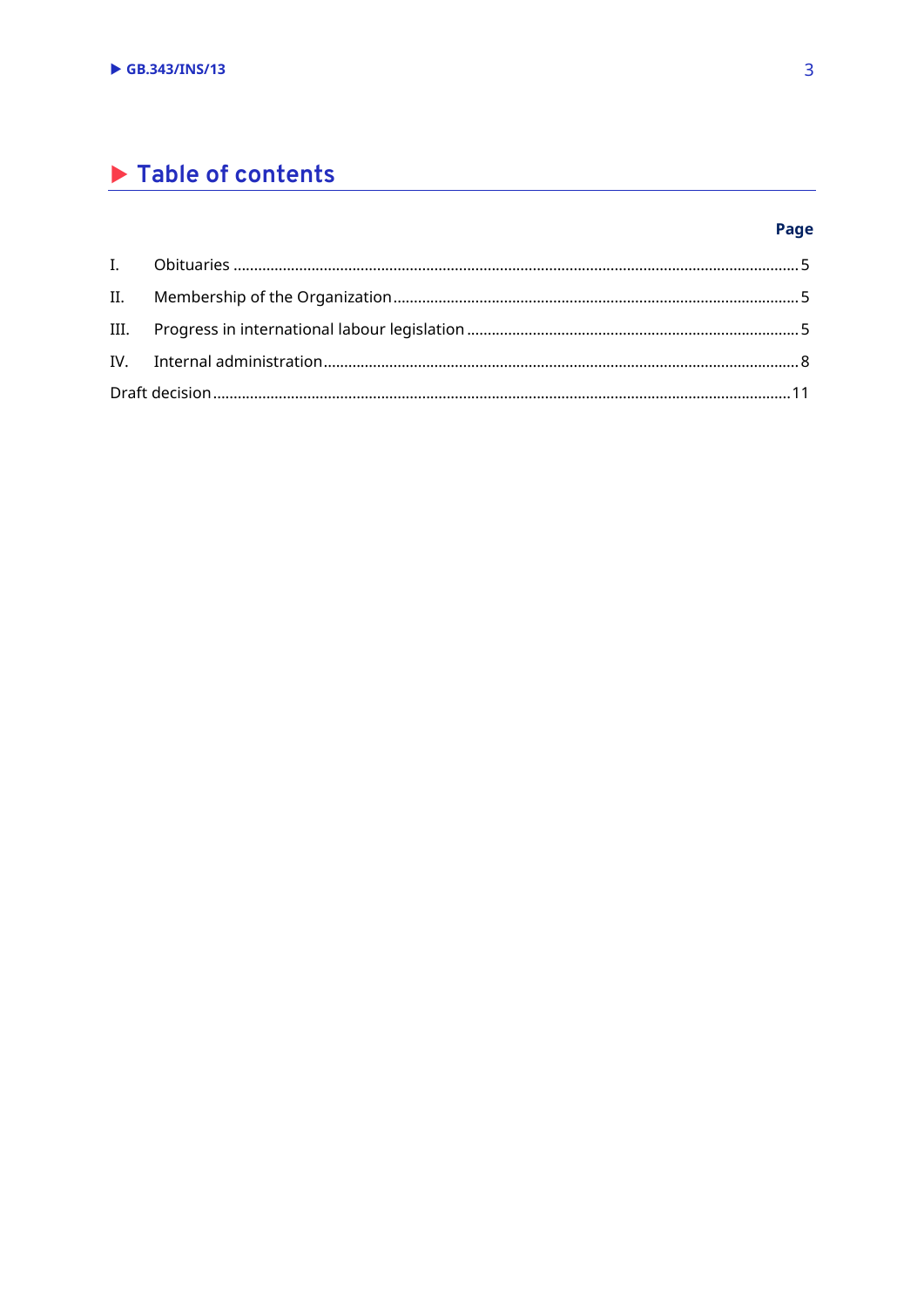# Table of contents

| | | Page |
|---|---|---|
| I. | Obituaries | 5 |
| II. | Membership of the Organization | 5 |
| III. | Progress in international labour legislation | 5 |
| IV. | Internal administration | 8 |
| Draft decision | | 11 |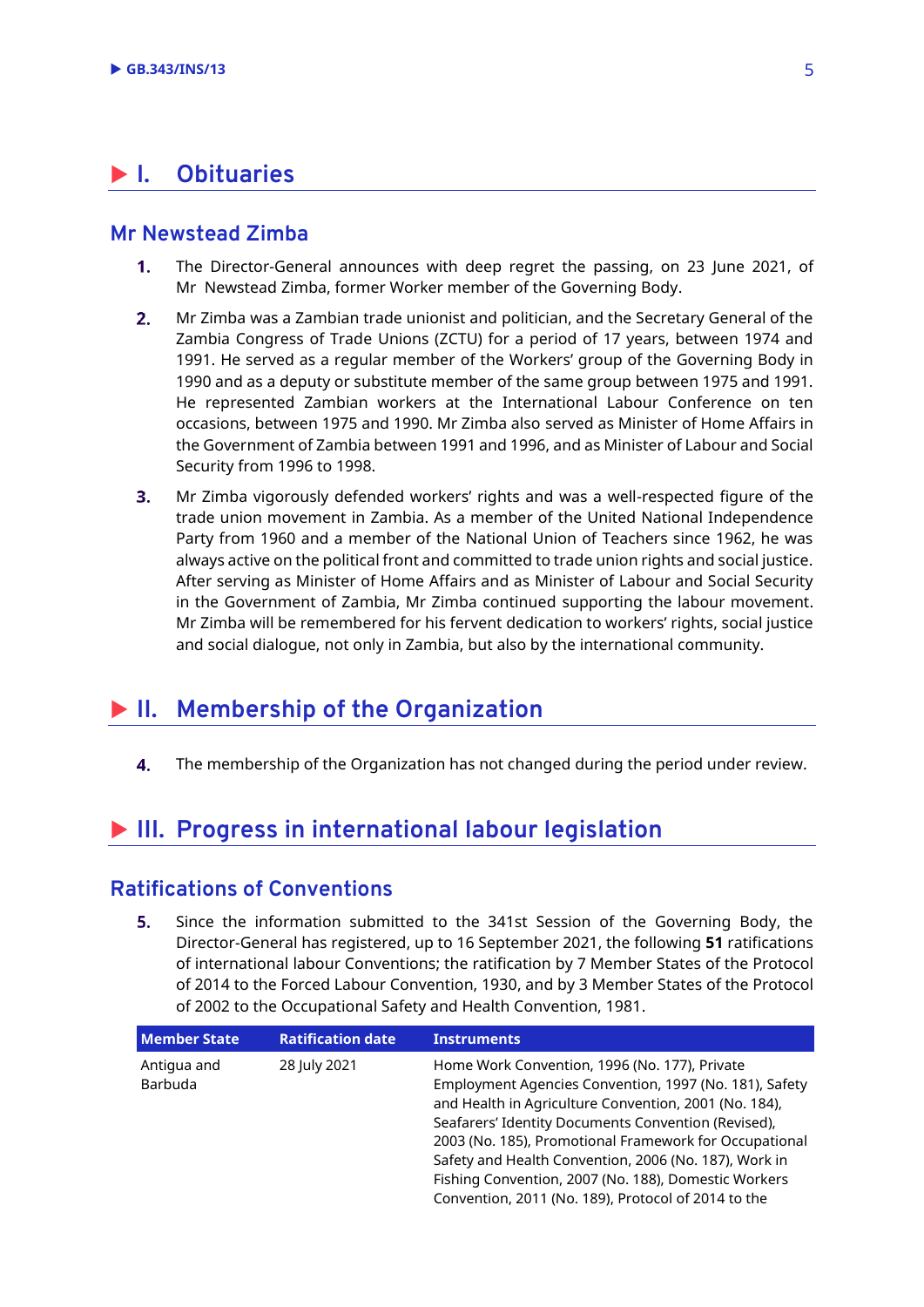# I. Obituaries

## Mr Newstead Zimba

1. The Director-General announces with deep regret the passing, on 23 June 2021, of Mr Newstead Zimba, former Worker member of the Governing Body.

2. Mr Zimba was a Zambian trade unionist and politician, and the Secretary General of the Zambia Congress of Trade Unions (ZCTU) for a period of 17 years, between 1974 and 1991. He served as a regular member of the Workers' group of the Governing Body in 1990 and as a deputy or substitute member of the same group between 1975 and 1991. He represented Zambian workers at the International Labour Conference on ten occasions, between 1975 and 1990. Mr Zimba also served as Minister of Home Affairs in the Government of Zambia between 1991 and 1996, and as Minister of Labour and Social Security from 1996 to 1998.

3. Mr Zimba vigorously defended workers' rights and was a well-respected figure of the trade union movement in Zambia. As a member of the United National Independence Party from 1960 and a member of the National Union of Teachers since 1962, he was always active on the political front and committed to trade union rights and social justice. After serving as Minister of Home Affairs and as Minister of Labour and Social Security in the Government of Zambia, Mr Zimba continued supporting the labour movement. Mr Zimba will be remembered for his fervent dedication to workers' rights, social justice and social dialogue, not only in Zambia, but also by the international community.

# II. Membership of the Organization

4. The membership of the Organization has not changed during the period under review.

# III. Progress in international labour legislation

## Ratifications of Conventions

5. Since the information submitted to the 341st Session of the Governing Body, the Director-General has registered, up to 16 September 2021, the following **51** ratifications of international labour Conventions; the ratification by 7 Member States of the Protocol of 2014 to the Forced Labour Convention, 1930, and by 3 Member States of the Protocol of 2002 to the Occupational Safety and Health Convention, 1981.

| Member State | Ratification date | Instruments |
|---|---|---|
| Antigua and Barbuda | 28 July 2021 | Home Work Convention, 1996 (No. 177), Private Employment Agencies Convention, 1997 (No. 181), Safety and Health in Agriculture Convention, 2001 (No. 184), Seafarers' Identity Documents Convention (Revised), 2003 (No. 185), Promotional Framework for Occupational Safety and Health Convention, 2006 (No. 187), Work in Fishing Convention, 2007 (No. 188), Domestic Workers Convention, 2011 (No. 189), Protocol of 2014 to the |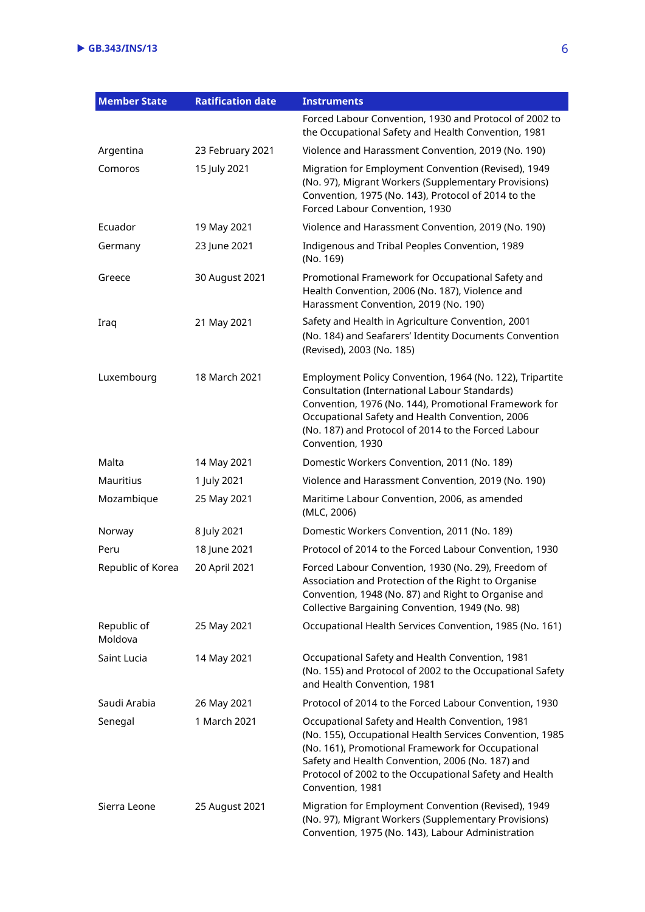| Member State | Ratification date | Instruments |
|---|---|---|
| | | Forced Labour Convention, 1930 and Protocol of 2002 to the Occupational Safety and Health Convention, 1981 |
| Argentina | 23 February 2021 | Violence and Harassment Convention, 2019 (No. 190) |
| Comoros | 15 July 2021 | Migration for Employment Convention (Revised), 1949 (No. 97), Migrant Workers (Supplementary Provisions) Convention, 1975 (No. 143), Protocol of 2014 to the Forced Labour Convention, 1930 |
| Ecuador | 19 May 2021 | Violence and Harassment Convention, 2019 (No. 190) |
| Germany | 23 June 2021 | Indigenous and Tribal Peoples Convention, 1989 (No. 169) |
| Greece | 30 August 2021 | Promotional Framework for Occupational Safety and Health Convention, 2006 (No. 187), Violence and Harassment Convention, 2019 (No. 190) |
| Iraq | 21 May 2021 | Safety and Health in Agriculture Convention, 2001 (No. 184) and Seafarers' Identity Documents Convention (Revised), 2003 (No. 185) |
| Luxembourg | 18 March 2021 | Employment Policy Convention, 1964 (No. 122), Tripartite Consultation (International Labour Standards) Convention, 1976 (No. 144), Promotional Framework for Occupational Safety and Health Convention, 2006 (No. 187) and Protocol of 2014 to the Forced Labour Convention, 1930 |
| Malta | 14 May 2021 | Domestic Workers Convention, 2011 (No. 189) |
| Mauritius | 1 July 2021 | Violence and Harassment Convention, 2019 (No. 190) |
| Mozambique | 25 May 2021 | Maritime Labour Convention, 2006, as amended (MLC, 2006) |
| Norway | 8 July 2021 | Domestic Workers Convention, 2011 (No. 189) |
| Peru | 18 June 2021 | Protocol of 2014 to the Forced Labour Convention, 1930 |
| Republic of Korea | 20 April 2021 | Forced Labour Convention, 1930 (No. 29), Freedom of Association and Protection of the Right to Organise Convention, 1948 (No. 87) and Right to Organise and Collective Bargaining Convention, 1949 (No. 98) |
| Republic of Moldova | 25 May 2021 | Occupational Health Services Convention, 1985 (No. 161) |
| Saint Lucia | 14 May 2021 | Occupational Safety and Health Convention, 1981 (No. 155) and Protocol of 2002 to the Occupational Safety and Health Convention, 1981 |
| Saudi Arabia | 26 May 2021 | Protocol of 2014 to the Forced Labour Convention, 1930 |
| Senegal | 1 March 2021 | Occupational Safety and Health Convention, 1981 (No. 155), Occupational Health Services Convention, 1985 (No. 161), Promotional Framework for Occupational Safety and Health Convention, 2006 (No. 187) and Protocol of 2002 to the Occupational Safety and Health Convention, 1981 |
| Sierra Leone | 25 August 2021 | Migration for Employment Convention (Revised), 1949 (No. 97), Migrant Workers (Supplementary Provisions) Convention, 1975 (No. 143), Labour Administration |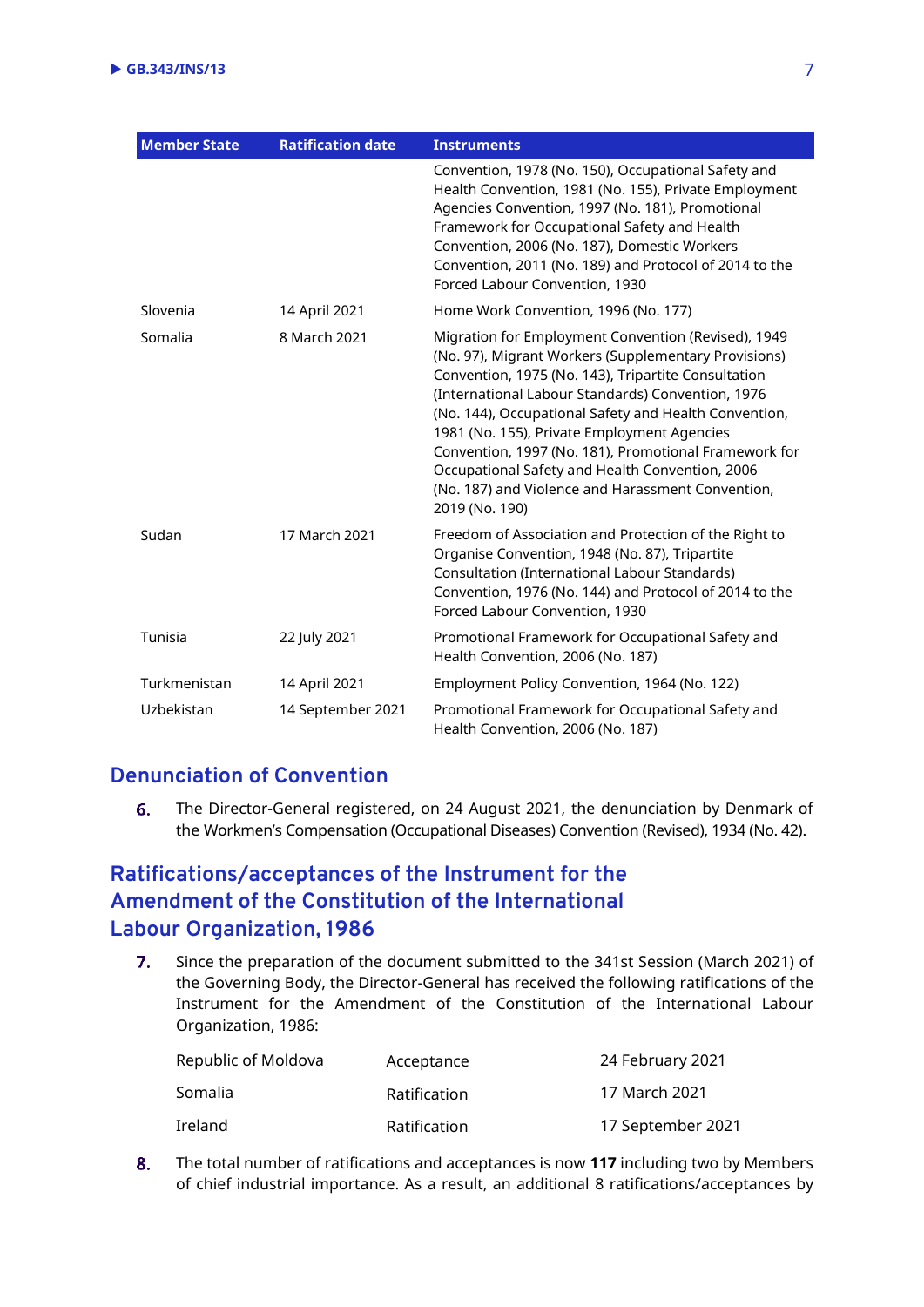| Member State | Ratification date | Instruments |
|---|---|---|
| | | Convention, 1978 (No. 150), Occupational Safety and Health Convention, 1981 (No. 155), Private Employment Agencies Convention, 1997 (No. 181), Promotional Framework for Occupational Safety and Health Convention, 2006 (No. 187), Domestic Workers Convention, 2011 (No. 189) and Protocol of 2014 to the Forced Labour Convention, 1930 |
| Slovenia | 14 April 2021 | Home Work Convention, 1996 (No. 177) |
| Somalia | 8 March 2021 | Migration for Employment Convention (Revised), 1949 (No. 97), Migrant Workers (Supplementary Provisions) Convention, 1975 (No. 143), Tripartite Consultation (International Labour Standards) Convention, 1976 (No. 144), Occupational Safety and Health Convention, 1981 (No. 155), Private Employment Agencies Convention, 1997 (No. 181), Promotional Framework for Occupational Safety and Health Convention, 2006 (No. 187) and Violence and Harassment Convention, 2019 (No. 190) |
| Sudan | 17 March 2021 | Freedom of Association and Protection of the Right to Organise Convention, 1948 (No. 87), Tripartite Consultation (International Labour Standards) Convention, 1976 (No. 144) and Protocol of 2014 to the Forced Labour Convention, 1930 |
| Tunisia | 22 July 2021 | Promotional Framework for Occupational Safety and Health Convention, 2006 (No. 187) |
| Turkmenistan | 14 April 2021 | Employment Policy Convention, 1964 (No. 122) |
| Uzbekistan | 14 September 2021 | Promotional Framework for Occupational Safety and Health Convention, 2006 (No. 187) |

## Denunciation of Convention

**6.** The Director-General registered, on 24 August 2021, the denunciation by Denmark of the Workmen's Compensation (Occupational Diseases) Convention (Revised), 1934 (No. 42).

## Ratifications/acceptances of the Instrument for the Amendment of the Constitution of the International Labour Organization, 1986

**7.** Since the preparation of the document submitted to the 341st Session (March 2021) of the Governing Body, the Director-General has received the following ratifications of the Instrument for the Amendment of the Constitution of the International Labour Organization, 1986:

| | | |
|---|---|---|
| Republic of Moldova | Acceptance | 24 February 2021 |
| Somalia | Ratification | 17 March 2021 |
| Ireland | Ratification | 17 September 2021 |

**8.** The total number of ratifications and acceptances is now **117** including two by Members of chief industrial importance. As a result, an additional 8 ratifications/acceptances by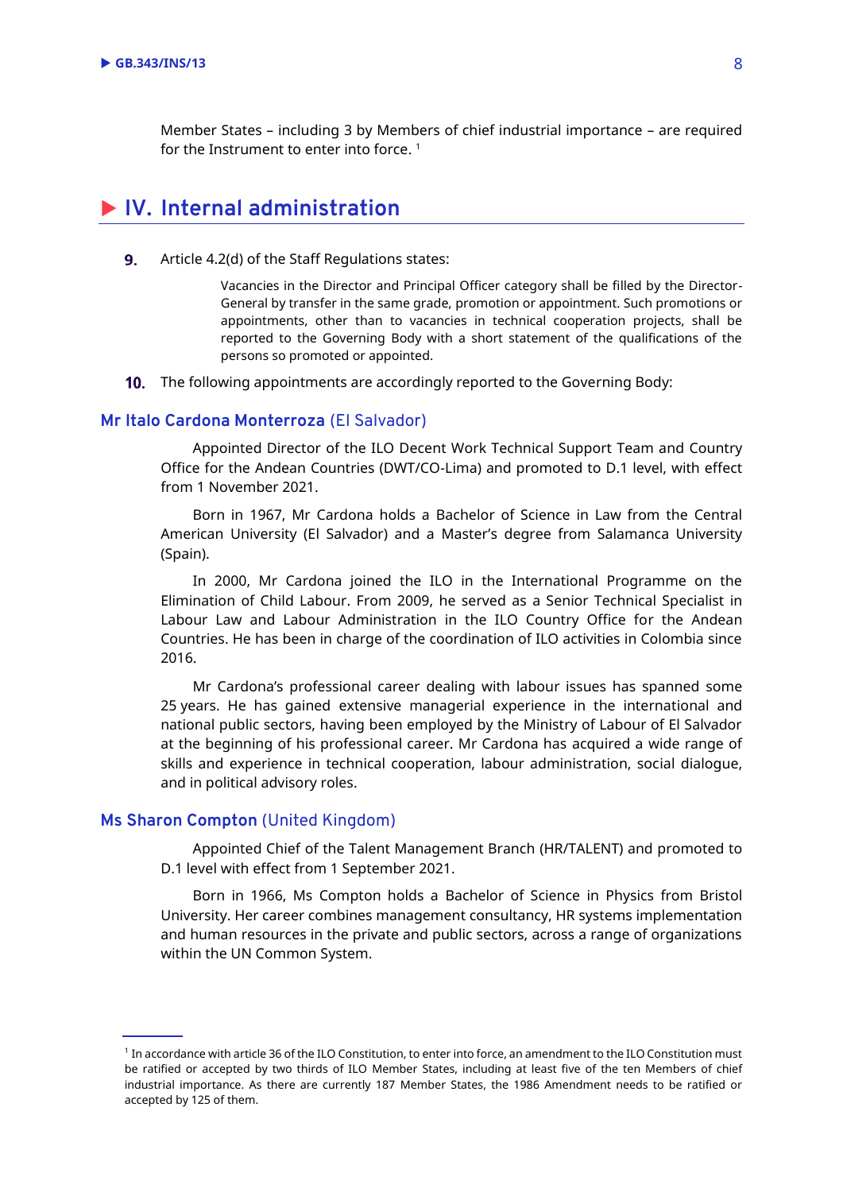Member States – including 3 by Members of chief industrial importance – are required for the Instrument to enter into force. [1]

## IV. Internal administration

**9.** Article 4.2(d) of the Staff Regulations states:

> Vacancies in the Director and Principal Officer category shall be filled by the Director-General by transfer in the same grade, promotion or appointment. Such promotions or appointments, other than to vacancies in technical cooperation projects, shall be reported to the Governing Body with a short statement of the qualifications of the persons so promoted or appointed.

**10.** The following appointments are accordingly reported to the Governing Body:

### Mr Italo Cardona Monterroza (El Salvador)

Appointed Director of the ILO Decent Work Technical Support Team and Country Office for the Andean Countries (DWT/CO-Lima) and promoted to D.1 level, with effect from 1 November 2021.

Born in 1967, Mr Cardona holds a Bachelor of Science in Law from the Central American University (El Salvador) and a Master's degree from Salamanca University (Spain).

In 2000, Mr Cardona joined the ILO in the International Programme on the Elimination of Child Labour. From 2009, he served as a Senior Technical Specialist in Labour Law and Labour Administration in the ILO Country Office for the Andean Countries. He has been in charge of the coordination of ILO activities in Colombia since 2016.

Mr Cardona's professional career dealing with labour issues has spanned some 25 years. He has gained extensive managerial experience in the international and national public sectors, having been employed by the Ministry of Labour of El Salvador at the beginning of his professional career. Mr Cardona has acquired a wide range of skills and experience in technical cooperation, labour administration, social dialogue, and in political advisory roles.

### Ms Sharon Compton (United Kingdom)

Appointed Chief of the Talent Management Branch (HR/TALENT) and promoted to D.1 level with effect from 1 September 2021.

Born in 1966, Ms Compton holds a Bachelor of Science in Physics from Bristol University. Her career combines management consultancy, HR systems implementation and human resources in the private and public sectors, across a range of organizations within the UN Common System.

---

[1] In accordance with article 36 of the ILO Constitution, to enter into force, an amendment to the ILO Constitution must be ratified or accepted by two thirds of ILO Member States, including at least five of the ten Members of chief industrial importance. As there are currently 187 Member States, the 1986 Amendment needs to be ratified or accepted by 125 of them.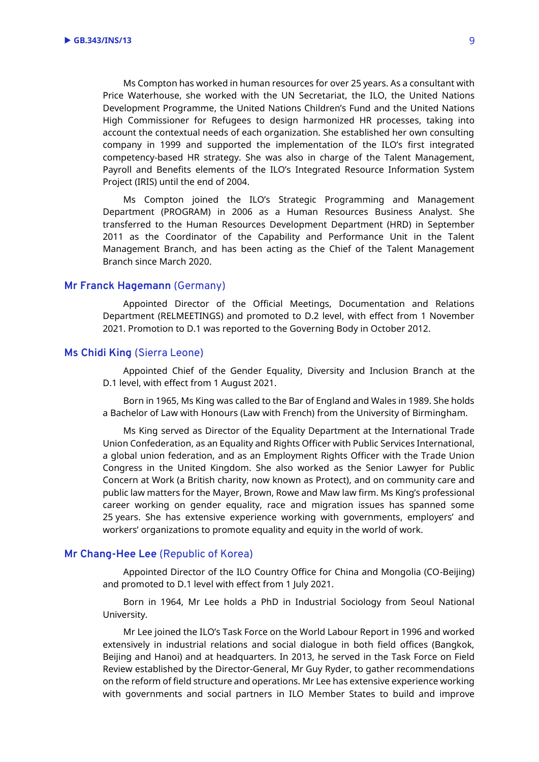Ms Compton has worked in human resources for over 25 years. As a consultant with Price Waterhouse, she worked with the UN Secretariat, the ILO, the United Nations Development Programme, the United Nations Children's Fund and the United Nations High Commissioner for Refugees to design harmonized HR processes, taking into account the contextual needs of each organization. She established her own consulting company in 1999 and supported the implementation of the ILO's first integrated competency-based HR strategy. She was also in charge of the Talent Management, Payroll and Benefits elements of the ILO's Integrated Resource Information System Project (IRIS) until the end of 2004.

Ms Compton joined the ILO's Strategic Programming and Management Department (PROGRAM) in 2006 as a Human Resources Business Analyst. She transferred to the Human Resources Development Department (HRD) in September 2011 as the Coordinator of the Capability and Performance Unit in the Talent Management Branch, and has been acting as the Chief of the Talent Management Branch since March 2020.

### **Mr Franck Hagemann** (Germany)

Appointed Director of the Official Meetings, Documentation and Relations Department (RELMEETINGS) and promoted to D.2 level, with effect from 1 November 2021. Promotion to D.1 was reported to the Governing Body in October 2012.

### **Ms Chidi King** (Sierra Leone)

Appointed Chief of the Gender Equality, Diversity and Inclusion Branch at the D.1 level, with effect from 1 August 2021.

Born in 1965, Ms King was called to the Bar of England and Wales in 1989. She holds a Bachelor of Law with Honours (Law with French) from the University of Birmingham.

Ms King served as Director of the Equality Department at the International Trade Union Confederation, as an Equality and Rights Officer with Public Services International, a global union federation, and as an Employment Rights Officer with the Trade Union Congress in the United Kingdom. She also worked as the Senior Lawyer for Public Concern at Work (a British charity, now known as Protect), and on community care and public law matters for the Mayer, Brown, Rowe and Maw law firm. Ms King's professional career working on gender equality, race and migration issues has spanned some 25 years. She has extensive experience working with governments, employers' and workers' organizations to promote equality and equity in the world of work.

### **Mr Chang-Hee Lee** (Republic of Korea)

Appointed Director of the ILO Country Office for China and Mongolia (CO-Beijing) and promoted to D.1 level with effect from 1 July 2021.

Born in 1964, Mr Lee holds a PhD in Industrial Sociology from Seoul National University.

Mr Lee joined the ILO's Task Force on the World Labour Report in 1996 and worked extensively in industrial relations and social dialogue in both field offices (Bangkok, Beijing and Hanoi) and at headquarters. In 2013, he served in the Task Force on Field Review established by the Director-General, Mr Guy Ryder, to gather recommendations on the reform of field structure and operations. Mr Lee has extensive experience working with governments and social partners in ILO Member States to build and improve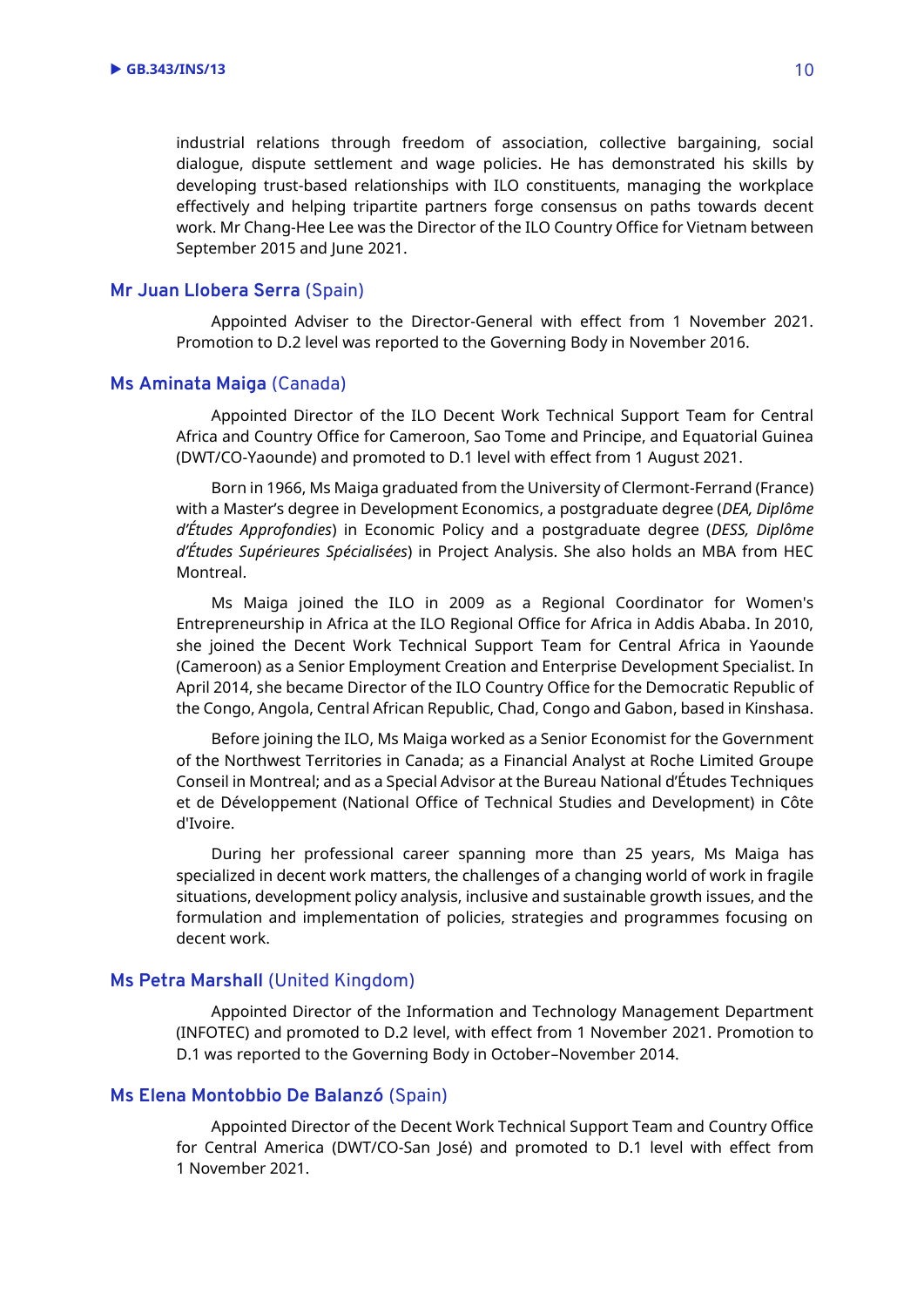industrial relations through freedom of association, collective bargaining, social dialogue, dispute settlement and wage policies. He has demonstrated his skills by developing trust-based relationships with ILO constituents, managing the workplace effectively and helping tripartite partners forge consensus on paths towards decent work. Mr Chang-Hee Lee was the Director of the ILO Country Office for Vietnam between September 2015 and June 2021.

### **Mr Juan Llobera Serra** (Spain)

Appointed Adviser to the Director-General with effect from 1 November 2021. Promotion to D.2 level was reported to the Governing Body in November 2016.

### **Ms Aminata Maiga** (Canada)

Appointed Director of the ILO Decent Work Technical Support Team for Central Africa and Country Office for Cameroon, Sao Tome and Principe, and Equatorial Guinea (DWT/CO-Yaounde) and promoted to D.1 level with effect from 1 August 2021.

Born in 1966, Ms Maiga graduated from the University of Clermont-Ferrand (France) with a Master's degree in Development Economics, a postgraduate degree (*DEA, Diplôme d'Études Approfondies*) in Economic Policy and a postgraduate degree (*DESS, Diplôme d'Études Supérieures Spécialisées*) in Project Analysis. She also holds an MBA from HEC Montreal.

Ms Maiga joined the ILO in 2009 as a Regional Coordinator for Women's Entrepreneurship in Africa at the ILO Regional Office for Africa in Addis Ababa. In 2010, she joined the Decent Work Technical Support Team for Central Africa in Yaounde (Cameroon) as a Senior Employment Creation and Enterprise Development Specialist. In April 2014, she became Director of the ILO Country Office for the Democratic Republic of the Congo, Angola, Central African Republic, Chad, Congo and Gabon, based in Kinshasa.

Before joining the ILO, Ms Maiga worked as a Senior Economist for the Government of the Northwest Territories in Canada; as a Financial Analyst at Roche Limited Groupe Conseil in Montreal; and as a Special Advisor at the Bureau National d'Études Techniques et de Développement (National Office of Technical Studies and Development) in Côte d'Ivoire.

During her professional career spanning more than 25 years, Ms Maiga has specialized in decent work matters, the challenges of a changing world of work in fragile situations, development policy analysis, inclusive and sustainable growth issues, and the formulation and implementation of policies, strategies and programmes focusing on decent work.

### **Ms Petra Marshall** (United Kingdom)

Appointed Director of the Information and Technology Management Department (INFOTEC) and promoted to D.2 level, with effect from 1 November 2021. Promotion to D.1 was reported to the Governing Body in October–November 2014.

### **Ms Elena Montobbio De Balanzó** (Spain)

Appointed Director of the Decent Work Technical Support Team and Country Office for Central America (DWT/CO-San José) and promoted to D.1 level with effect from 1 November 2021.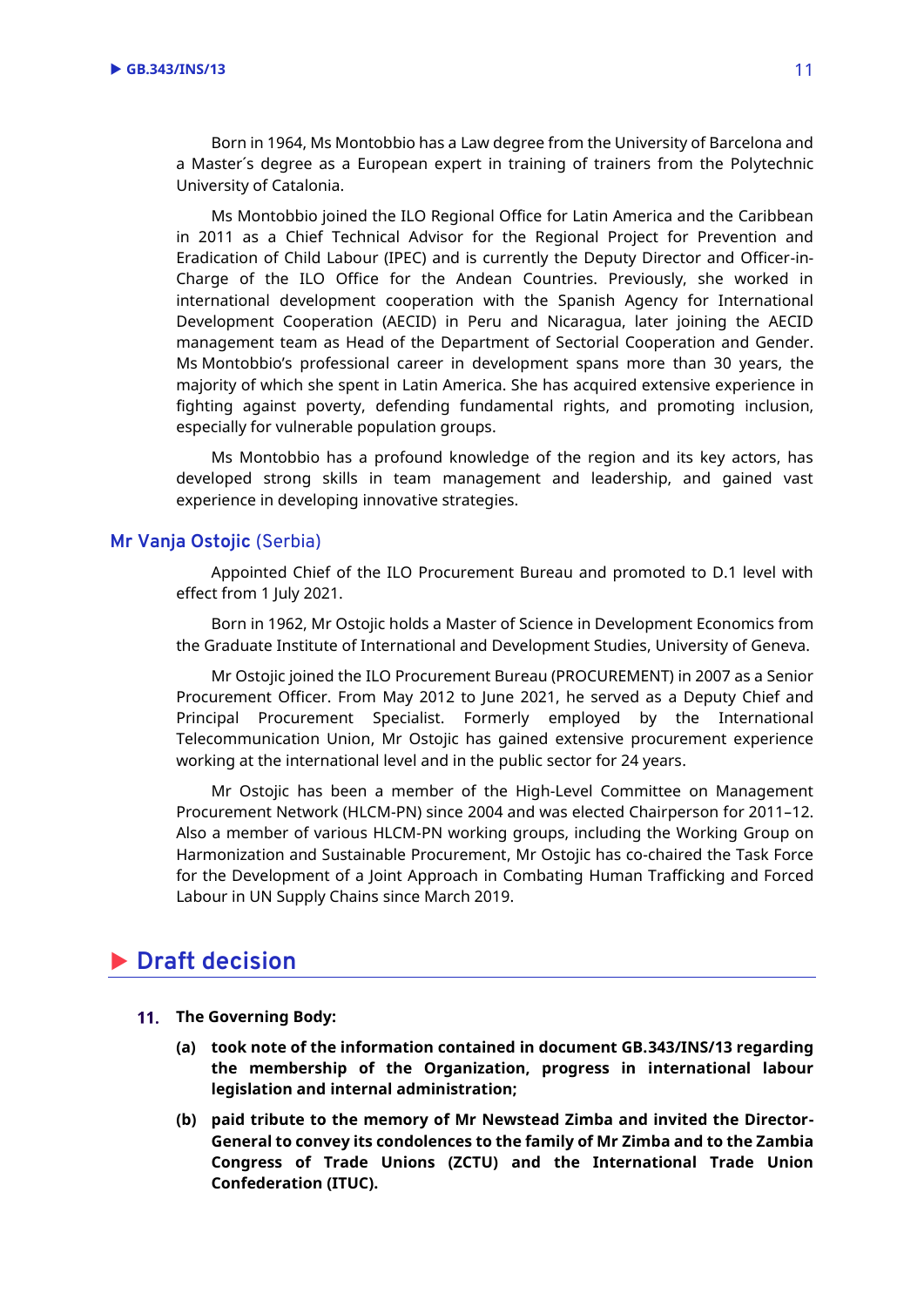Born in 1964, Ms Montobbio has a Law degree from the University of Barcelona and a Master´s degree as a European expert in training of trainers from the Polytechnic University of Catalonia.

Ms Montobbio joined the ILO Regional Office for Latin America and the Caribbean in 2011 as a Chief Technical Advisor for the Regional Project for Prevention and Eradication of Child Labour (IPEC) and is currently the Deputy Director and Officer-in-Charge of the ILO Office for the Andean Countries. Previously, she worked in international development cooperation with the Spanish Agency for International Development Cooperation (AECID) in Peru and Nicaragua, later joining the AECID management team as Head of the Department of Sectorial Cooperation and Gender. Ms Montobbio's professional career in development spans more than 30 years, the majority of which she spent in Latin America. She has acquired extensive experience in fighting against poverty, defending fundamental rights, and promoting inclusion, especially for vulnerable population groups.

Ms Montobbio has a profound knowledge of the region and its key actors, has developed strong skills in team management and leadership, and gained vast experience in developing innovative strategies.

### **Mr Vanja Ostojic** (Serbia)

Appointed Chief of the ILO Procurement Bureau and promoted to D.1 level with effect from 1 July 2021.

Born in 1962, Mr Ostojic holds a Master of Science in Development Economics from the Graduate Institute of International and Development Studies, University of Geneva.

Mr Ostojic joined the ILO Procurement Bureau (PROCUREMENT) in 2007 as a Senior Procurement Officer. From May 2012 to June 2021, he served as a Deputy Chief and Principal Procurement Specialist. Formerly employed by the International Telecommunication Union, Mr Ostojic has gained extensive procurement experience working at the international level and in the public sector for 24 years.

Mr Ostojic has been a member of the High-Level Committee on Management Procurement Network (HLCM-PN) since 2004 and was elected Chairperson for 2011–12. Also a member of various HLCM-PN working groups, including the Working Group on Harmonization and Sustainable Procurement, Mr Ostojic has co-chaired the Task Force for the Development of a Joint Approach in Combating Human Trafficking and Forced Labour in UN Supply Chains since March 2019.

## ▶ Draft decision

**11. The Governing Body:**

**(a) took note of the information contained in document GB.343/INS/13 regarding the membership of the Organization, progress in international labour legislation and internal administration;**

**(b) paid tribute to the memory of Mr Newstead Zimba and invited the Director-General to convey its condolences to the family of Mr Zimba and to the Zambia Congress of Trade Unions (ZCTU) and the International Trade Union Confederation (ITUC).**